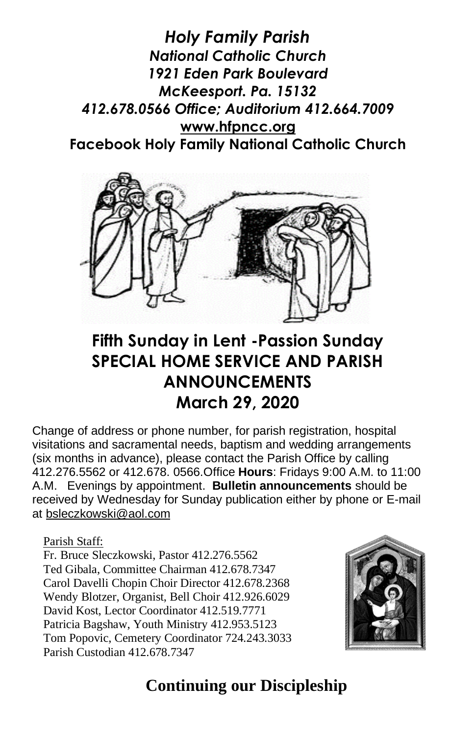***Holy Family Parish***
***National Catholic Church***
***1921 Eden Park Boulevard***
***McKeesport. Pa. 15132***
***412.678.0566 Office; Auditorium 412.664.7009***
**www.hfpncc.org**
**Facebook Holy Family National Catholic Church**

# Fifth Sunday in Lent -Passion Sunday
# SPECIAL HOME SERVICE AND PARISH ANNOUNCEMENTS
# March 29, 2020

Change of address or phone number, for parish registration, hospital visitations and sacramental needs, baptism and wedding arrangements (six months in advance), please contact the Parish Office by calling 412.276.5562 or 412.678. 0566.Office **Hours**: Fridays 9:00 A.M. to 11:00 A.M. Evenings by appointment. **Bulletin announcements** should be received by Wednesday for Sunday publication either by phone or E-mail at bsleczkowski@aol.com

Parish Staff:
Fr. Bruce Sleczkowski, Pastor 412.276.5562
Ted Gibala, Committee Chairman 412.678.7347
Carol Davelli Chopin Choir Director 412.678.2368
Wendy Blotzer, Organist, Bell Choir 412.926.6029
David Kost, Lector Coordinator 412.519.7771
Patricia Bagshaw, Youth Ministry 412.953.5123
Tom Popovic, Cemetery Coordinator 724.243.3033
Parish Custodian 412.678.7347

## Continuing our Discipleship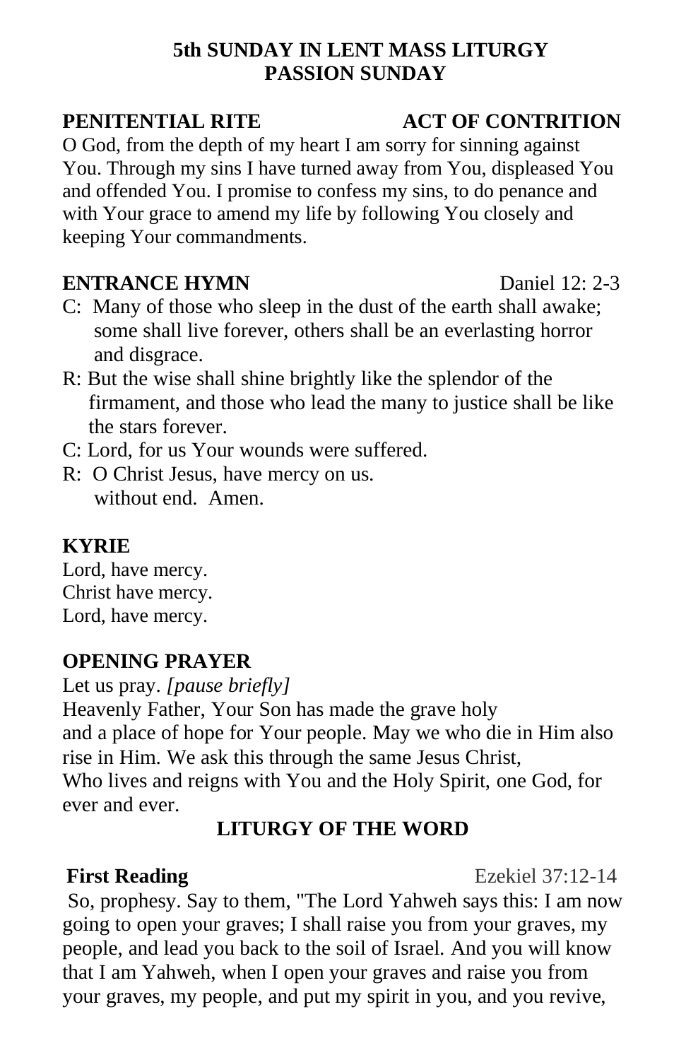**5th SUNDAY IN LENT MASS LITURGY**
**PASSION SUNDAY**

**PENITENTIAL RITE** **ACT OF CONTRITION**

O God, from the depth of my heart I am sorry for sinning against You. Through my sins I have turned away from You, displeased You and offended You. I promise to confess my sins, to do penance and with Your grace to amend my life by following You closely and keeping Your commandments.

**ENTRANCE HYMN** Daniel 12: 2-3

C: Many of those who sleep in the dust of the earth shall awake; some shall live forever, others shall be an everlasting horror and disgrace.

R: But the wise shall shine brightly like the splendor of the firmament, and those who lead the many to justice shall be like the stars forever.

C: Lord, for us Your wounds were suffered.

R: O Christ Jesus, have mercy on us.
without end. Amen.

**KYRIE**

Lord, have mercy.
Christ have mercy.
Lord, have mercy.

**OPENING PRAYER**

Let us pray. *[pause briefly]*
Heavenly Father, Your Son has made the grave holy and a place of hope for Your people. May we who die in Him also rise in Him. We ask this through the same Jesus Christ, Who lives and reigns with You and the Holy Spirit, one God, for ever and ever.

**LITURGY OF THE WORD**

**First Reading** Ezekiel 37:12-14

So, prophesy. Say to them, "The Lord Yahweh says this: I am now going to open your graves; I shall raise you from your graves, my people, and lead you back to the soil of Israel. And you will know that I am Yahweh, when I open your graves and raise you from your graves, my people, and put my spirit in you, and you revive,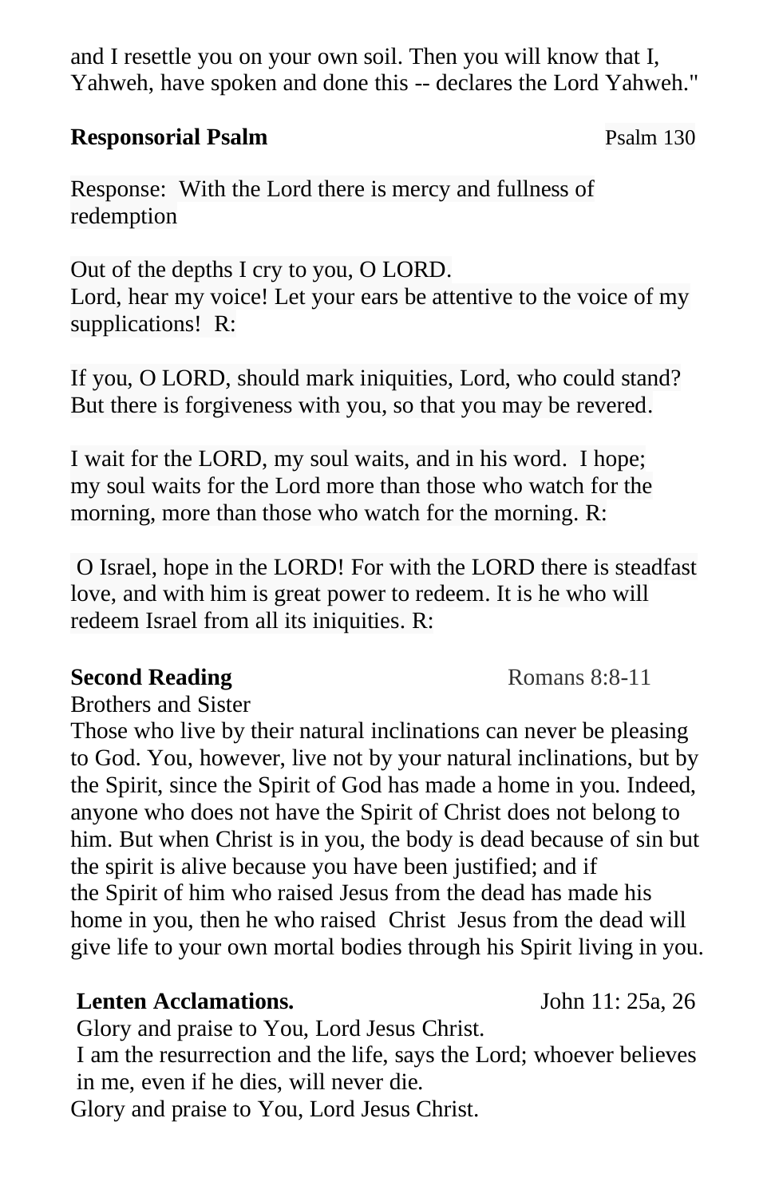and I resettle you on your own soil. Then you will know that I, Yahweh, have spoken and done this -- declares the Lord Yahweh."

**Responsorial Psalm** Psalm 130

Response: With the Lord there is mercy and fullness of redemption

Out of the depths I cry to you, O LORD.
Lord, hear my voice! Let your ears be attentive to the voice of my supplications! R:

If you, O LORD, should mark iniquities, Lord, who could stand?
But there is forgiveness with you, so that you may be revered.

I wait for the LORD, my soul waits, and in his word. I hope;
my soul waits for the Lord more than those who watch for the morning, more than those who watch for the morning. R:

O Israel, hope in the LORD! For with the LORD there is steadfast love, and with him is great power to redeem. It is he who will redeem Israel from all its iniquities. R:

**Second Reading** Romans 8:8-11

Brothers and Sister
Those who live by their natural inclinations can never be pleasing to God. You, however, live not by your natural inclinations, but by the Spirit, since the Spirit of God has made a home in you. Indeed, anyone who does not have the Spirit of Christ does not belong to him. But when Christ is in you, the body is dead because of sin but the spirit is alive because you have been justified; and if the Spirit of him who raised Jesus from the dead has made his home in you, then he who raised Christ Jesus from the dead will give life to your own mortal bodies through his Spirit living in you.

**Lenten Acclamations.** John 11: 25a, 26

Glory and praise to You, Lord Jesus Christ.
I am the resurrection and the life, says the Lord; whoever believes in me, even if he dies, will never die.
Glory and praise to You, Lord Jesus Christ.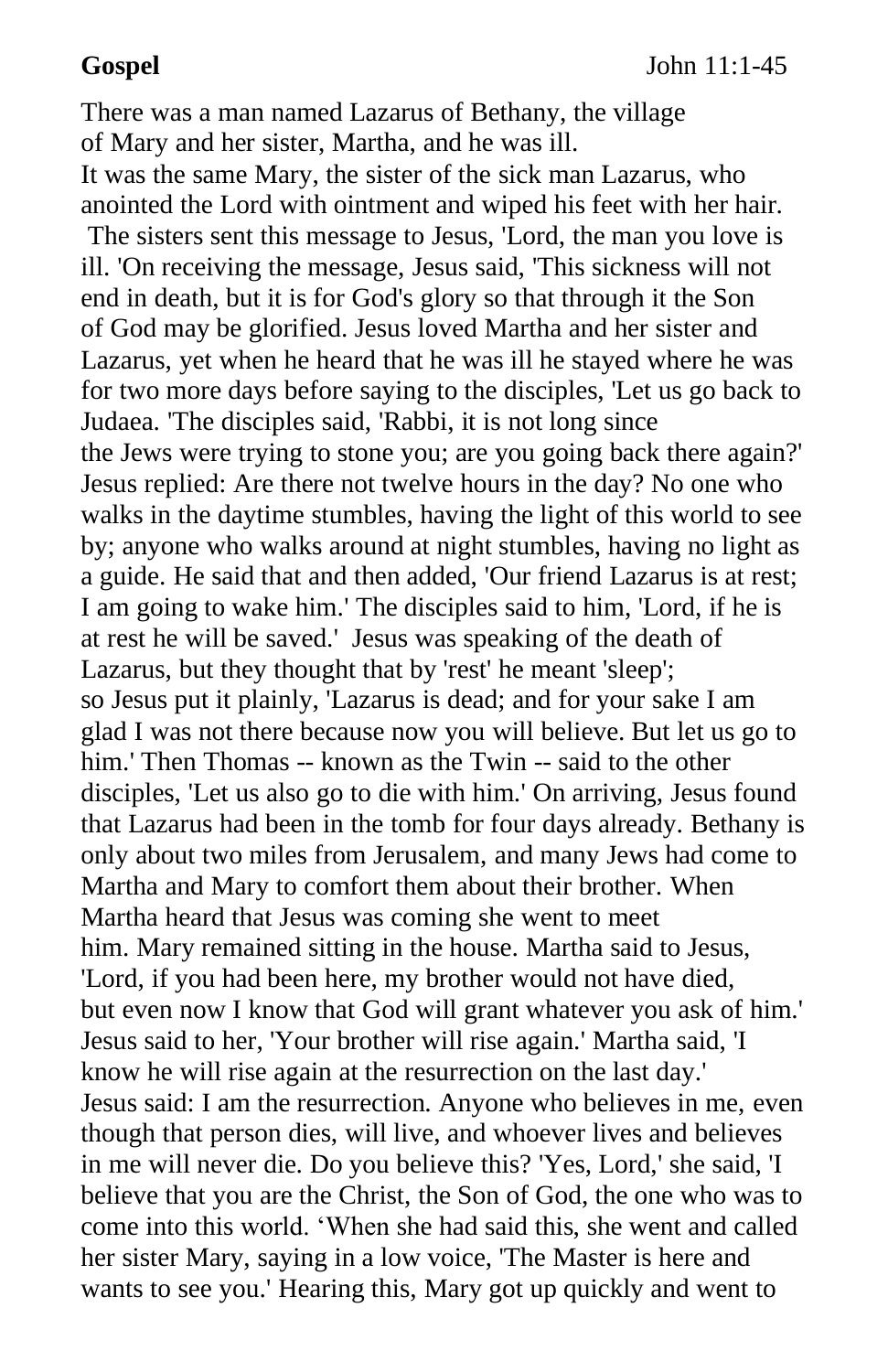**Gospel** John 11:1-45

There was a man named Lazarus of Bethany, the village of Mary and her sister, Martha, and he was ill. It was the same Mary, the sister of the sick man Lazarus, who anointed the Lord with ointment and wiped his feet with her hair. The sisters sent this message to Jesus, 'Lord, the man you love is ill. 'On receiving the message, Jesus said, 'This sickness will not end in death, but it is for God's glory so that through it the Son of God may be glorified. Jesus loved Martha and her sister and Lazarus, yet when he heard that he was ill he stayed where he was for two more days before saying to the disciples, 'Let us go back to Judaea. 'The disciples said, 'Rabbi, it is not long since the Jews were trying to stone you; are you going back there again?' Jesus replied: Are there not twelve hours in the day? No one who walks in the daytime stumbles, having the light of this world to see by; anyone who walks around at night stumbles, having no light as a guide. He said that and then added, 'Our friend Lazarus is at rest; I am going to wake him.' The disciples said to him, 'Lord, if he is at rest he will be saved.' Jesus was speaking of the death of Lazarus, but they thought that by 'rest' he meant 'sleep'; so Jesus put it plainly, 'Lazarus is dead; and for your sake I am glad I was not there because now you will believe. But let us go to him.' Then Thomas -- known as the Twin -- said to the other disciples, 'Let us also go to die with him.' On arriving, Jesus found that Lazarus had been in the tomb for four days already. Bethany is only about two miles from Jerusalem, and many Jews had come to Martha and Mary to comfort them about their brother. When Martha heard that Jesus was coming she went to meet him. Mary remained sitting in the house. Martha said to Jesus, 'Lord, if you had been here, my brother would not have died, but even now I know that God will grant whatever you ask of him.' Jesus said to her, 'Your brother will rise again.' Martha said, 'I know he will rise again at the resurrection on the last day.' Jesus said: I am the resurrection. Anyone who believes in me, even though that person dies, will live, and whoever lives and believes in me will never die. Do you believe this? 'Yes, Lord,' she said, 'I believe that you are the Christ, the Son of God, the one who was to come into this world. 'When she had said this, she went and called her sister Mary, saying in a low voice, 'The Master is here and wants to see you.' Hearing this, Mary got up quickly and went to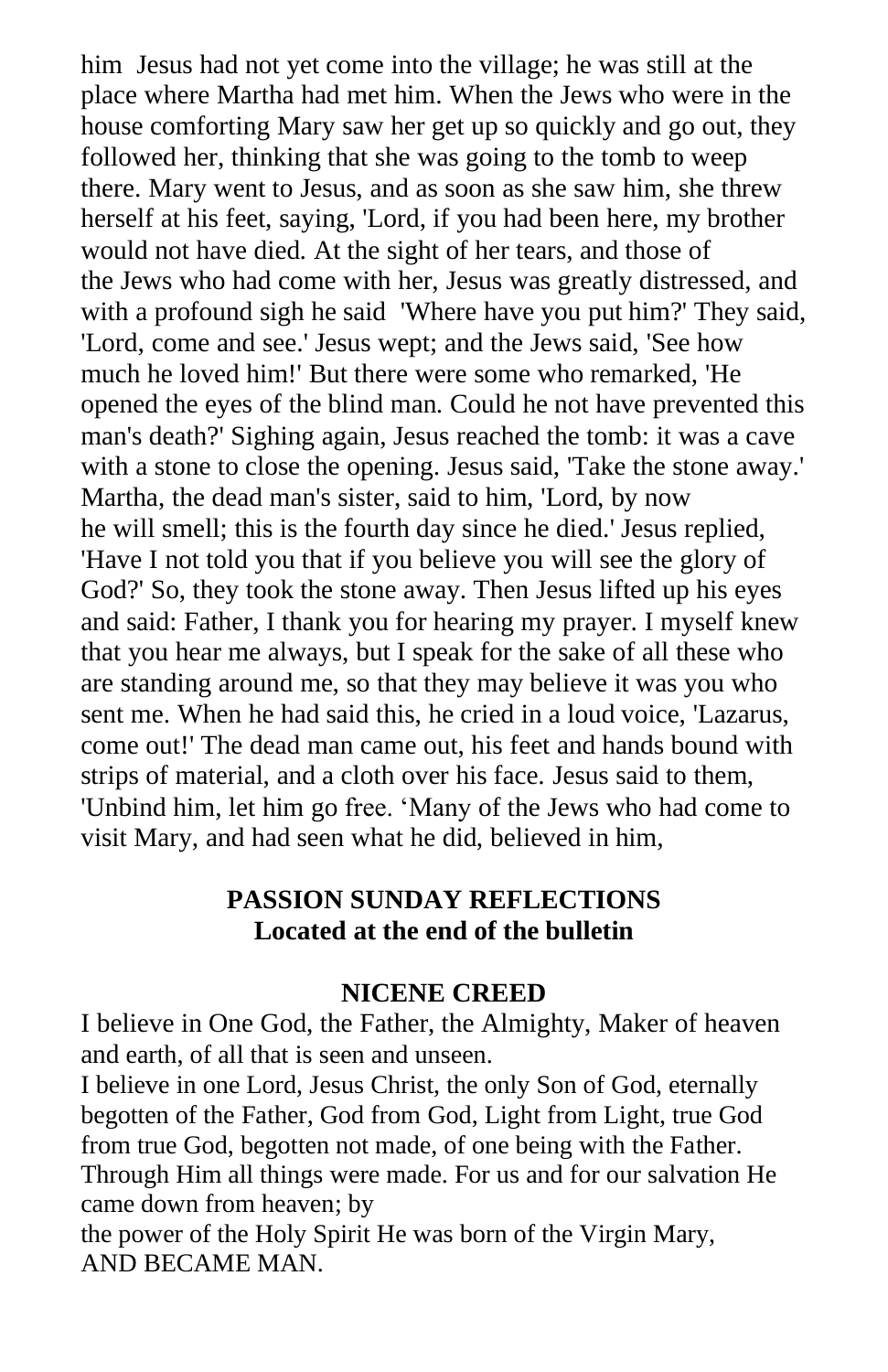him Jesus had not yet come into the village; he was still at the place where Martha had met him. When the Jews who were in the house comforting Mary saw her get up so quickly and go out, they followed her, thinking that she was going to the tomb to weep there. Mary went to Jesus, and as soon as she saw him, she threw herself at his feet, saying, 'Lord, if you had been here, my brother would not have died. At the sight of her tears, and those of the Jews who had come with her, Jesus was greatly distressed, and with a profound sigh he said 'Where have you put him?' They said, 'Lord, come and see.' Jesus wept; and the Jews said, 'See how much he loved him!' But there were some who remarked, 'He opened the eyes of the blind man. Could he not have prevented this man's death?' Sighing again, Jesus reached the tomb: it was a cave with a stone to close the opening. Jesus said, 'Take the stone away.' Martha, the dead man's sister, said to him, 'Lord, by now he will smell; this is the fourth day since he died.' Jesus replied, 'Have I not told you that if you believe you will see the glory of God?' So, they took the stone away. Then Jesus lifted up his eyes and said: Father, I thank you for hearing my prayer. I myself knew that you hear me always, but I speak for the sake of all these who are standing around me, so that they may believe it was you who sent me. When he had said this, he cried in a loud voice, 'Lazarus, come out!' The dead man came out, his feet and hands bound with strips of material, and a cloth over his face. Jesus said to them, 'Unbind him, let him go free. 'Many of the Jews who had come to visit Mary, and had seen what he did, believed in him,

**PASSION SUNDAY REFLECTIONS**
**Located at the end of the bulletin**

## NICENE CREED

I believe in One God, the Father, the Almighty, Maker of heaven and earth, of all that is seen and unseen.

I believe in one Lord, Jesus Christ, the only Son of God, eternally begotten of the Father, God from God, Light from Light, true God from true God, begotten not made, of one being with the Father. Through Him all things were made. For us and for our salvation He came down from heaven; by

the power of the Holy Spirit He was born of the Virgin Mary, AND BECAME MAN.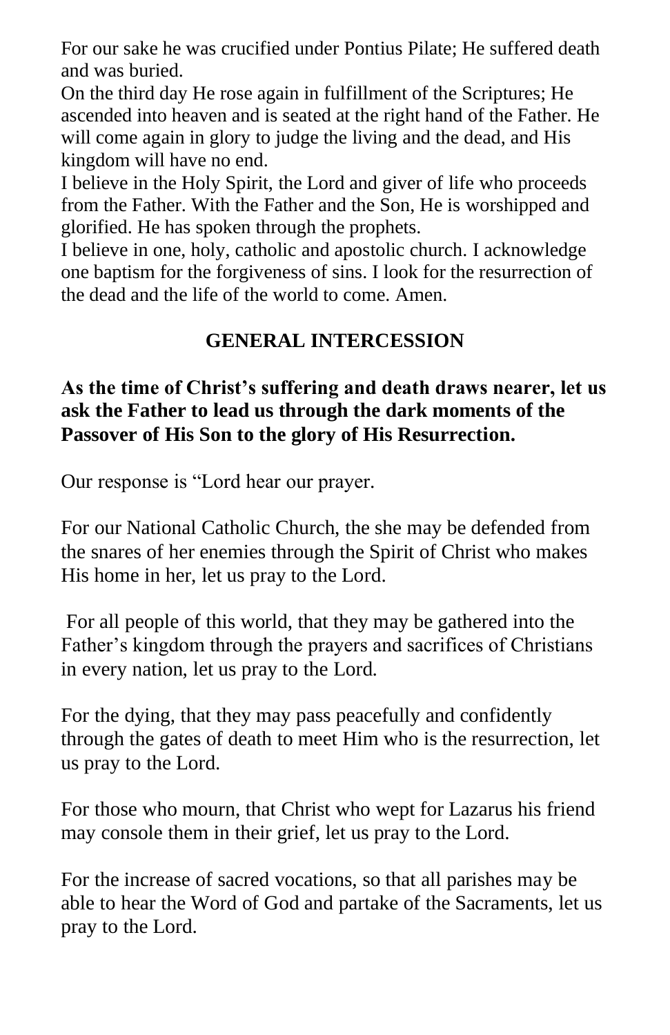For our sake he was crucified under Pontius Pilate; He suffered death and was buried.

On the third day He rose again in fulfillment of the Scriptures; He ascended into heaven and is seated at the right hand of the Father. He will come again in glory to judge the living and the dead, and His kingdom will have no end.

I believe in the Holy Spirit, the Lord and giver of life who proceeds from the Father. With the Father and the Son, He is worshipped and glorified. He has spoken through the prophets.

I believe in one, holy, catholic and apostolic church. I acknowledge one baptism for the forgiveness of sins. I look for the resurrection of the dead and the life of the world to come. Amen.

## GENERAL INTERCESSION

**As the time of Christ's suffering and death draws nearer, let us ask the Father to lead us through the dark moments of the Passover of His Son to the glory of His Resurrection.**

Our response is "Lord hear our prayer.

For our National Catholic Church, the she may be defended from the snares of her enemies through the Spirit of Christ who makes His home in her, let us pray to the Lord.

For all people of this world, that they may be gathered into the Father's kingdom through the prayers and sacrifices of Christians in every nation, let us pray to the Lord.

For the dying, that they may pass peacefully and confidently through the gates of death to meet Him who is the resurrection, let us pray to the Lord.

For those who mourn, that Christ who wept for Lazarus his friend may console them in their grief, let us pray to the Lord.

For the increase of sacred vocations, so that all parishes may be able to hear the Word of God and partake of the Sacraments, let us pray to the Lord.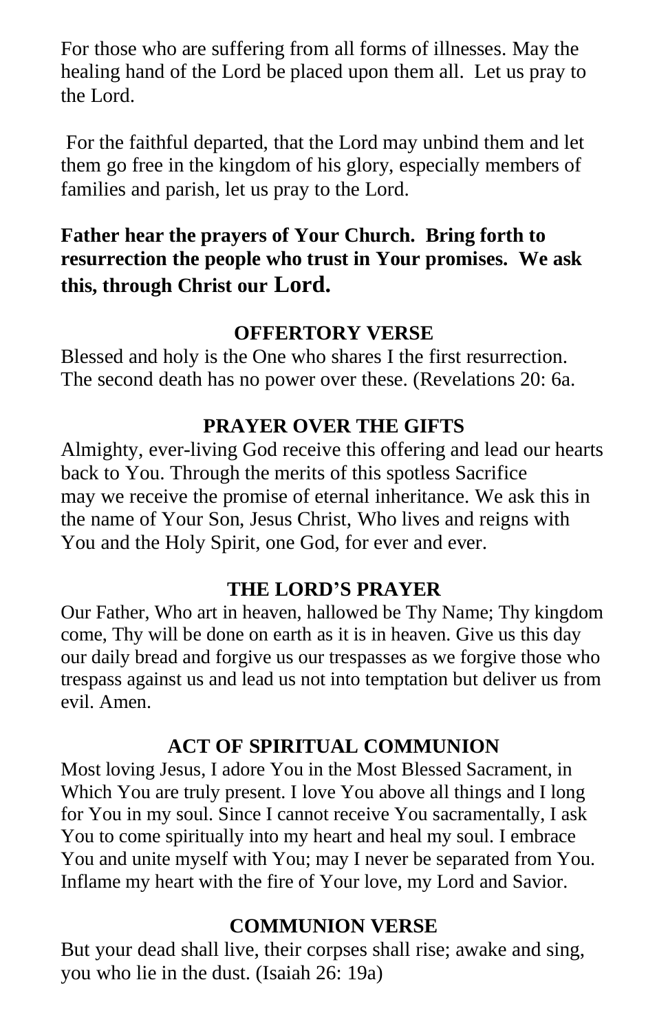For those who are suffering from all forms of illnesses. May the healing hand of the Lord be placed upon them all. Let us pray to the Lord.

For the faithful departed, that the Lord may unbind them and let them go free in the kingdom of his glory, especially members of families and parish, let us pray to the Lord.

**Father hear the prayers of Your Church. Bring forth to resurrection the people who trust in Your promises. We ask this, through Christ our Lord.**

## OFFERTORY VERSE

Blessed and holy is the One who shares I the first resurrection. The second death has no power over these. (Revelations 20: 6a.

## PRAYER OVER THE GIFTS

Almighty, ever-living God receive this offering and lead our hearts back to You. Through the merits of this spotless Sacrifice may we receive the promise of eternal inheritance. We ask this in the name of Your Son, Jesus Christ, Who lives and reigns with You and the Holy Spirit, one God, for ever and ever.

## THE LORD'S PRAYER

Our Father, Who art in heaven, hallowed be Thy Name; Thy kingdom come, Thy will be done on earth as it is in heaven. Give us this day our daily bread and forgive us our trespasses as we forgive those who trespass against us and lead us not into temptation but deliver us from evil. Amen.

## ACT OF SPIRITUAL COMMUNION

Most loving Jesus, I adore You in the Most Blessed Sacrament, in Which You are truly present. I love You above all things and I long for You in my soul. Since I cannot receive You sacramentally, I ask You to come spiritually into my heart and heal my soul. I embrace You and unite myself with You; may I never be separated from You. Inflame my heart with the fire of Your love, my Lord and Savior.

## COMMUNION VERSE

But your dead shall live, their corpses shall rise; awake and sing, you who lie in the dust. (Isaiah 26: 19a)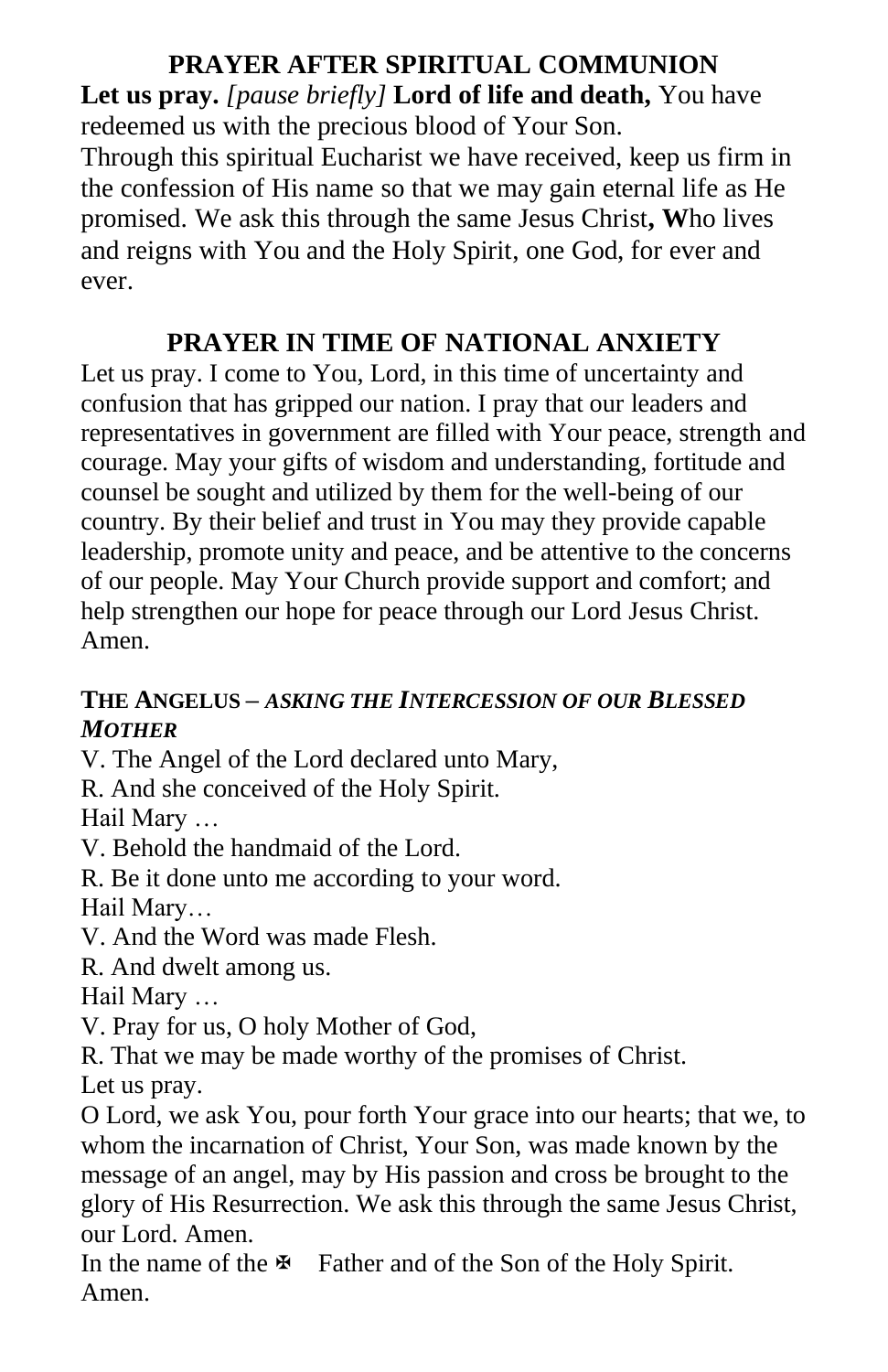## PRAYER AFTER SPIRITUAL COMMUNION

**Let us pray.** *[pause briefly]* **Lord of life and death,** You have redeemed us with the precious blood of Your Son. Through this spiritual Eucharist we have received, keep us firm in the confession of His name so that we may gain eternal life as He promised. We ask this through the same Jesus Christ**, W**ho lives and reigns with You and the Holy Spirit, one God, for ever and ever.

## PRAYER IN TIME OF NATIONAL ANXIETY

Let us pray. I come to You, Lord, in this time of uncertainty and confusion that has gripped our nation. I pray that our leaders and representatives in government are filled with Your peace, strength and courage. May your gifts of wisdom and understanding, fortitude and counsel be sought and utilized by them for the well-being of our country. By their belief and trust in You may they provide capable leadership, promote unity and peace, and be attentive to the concerns of our people. May Your Church provide support and comfort; and help strengthen our hope for peace through our Lord Jesus Christ. Amen.

### THE ANGELUS – *ASKING THE INTERCESSION OF OUR BLESSED MOTHER*

V. The Angel of the Lord declared unto Mary,
R. And she conceived of the Holy Spirit.
Hail Mary …
V. Behold the handmaid of the Lord.
R. Be it done unto me according to your word.
Hail Mary…
V. And the Word was made Flesh.
R. And dwelt among us.
Hail Mary …
V. Pray for us, O holy Mother of God,
R. That we may be made worthy of the promises of Christ.
Let us pray.
O Lord, we ask You, pour forth Your grace into our hearts; that we, to whom the incarnation of Christ, Your Son, was made known by the message of an angel, may by His passion and cross be brought to the glory of His Resurrection. We ask this through the same Jesus Christ, our Lord. Amen.
In the name of the ✠ Father and of the Son of the Holy Spirit. Amen.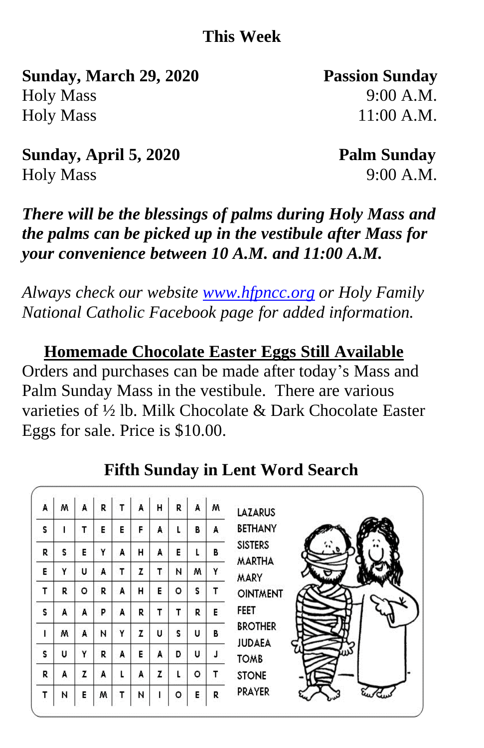## This Week

**Sunday, March 29, 2020** — **Passion Sunday**

Holy Mass 9:00 A.M.
Holy Mass 11:00 A.M.

**Sunday, April 5, 2020** — **Palm Sunday**

Holy Mass 9:00 A.M.

***There will be the blessings of palms during Holy Mass and the palms can be picked up in the vestibule after Mass for your convenience between 10 A.M. and 11:00 A.M.***

*Always check our website www.hfpncc.org or Holy Family National Catholic Facebook page for added information.*

## Homemade Chocolate Easter Eggs Still Available

Orders and purchases can be made after today's Mass and Palm Sunday Mass in the vestibule. There are various varieties of ½ lb. Milk Chocolate & Dark Chocolate Easter Eggs for sale. Price is $10.00.

## Fifth Sunday in Lent Word Search

| | | | | | | | | | |
|---|---|---|---|---|---|---|---|---|---|
| A | M | A | R | T | A | H | R | A | M |
| S | I | T | E | E | F | A | L | B | A |
| R | S | E | Y | A | H | A | E | L | B |
| E | Y | U | A | T | Z | T | N | M | Y |
| T | R | O | R | A | H | E | O | S | T |
| S | A | A | P | A | R | T | T | R | E |
| I | M | A | N | Y | Z | U | S | U | B |
| S | U | Y | R | A | E | A | D | U | J |
| R | A | Z | A | L | A | Z | L | O | T |
| T | N | E | M | T | N | I | O | E | R |

LAZARUS
BETHANY
SISTERS
MARTHA
MARY
OINTMENT
FEET
BROTHER
JUDAEA
TOMB
STONE
PRAYER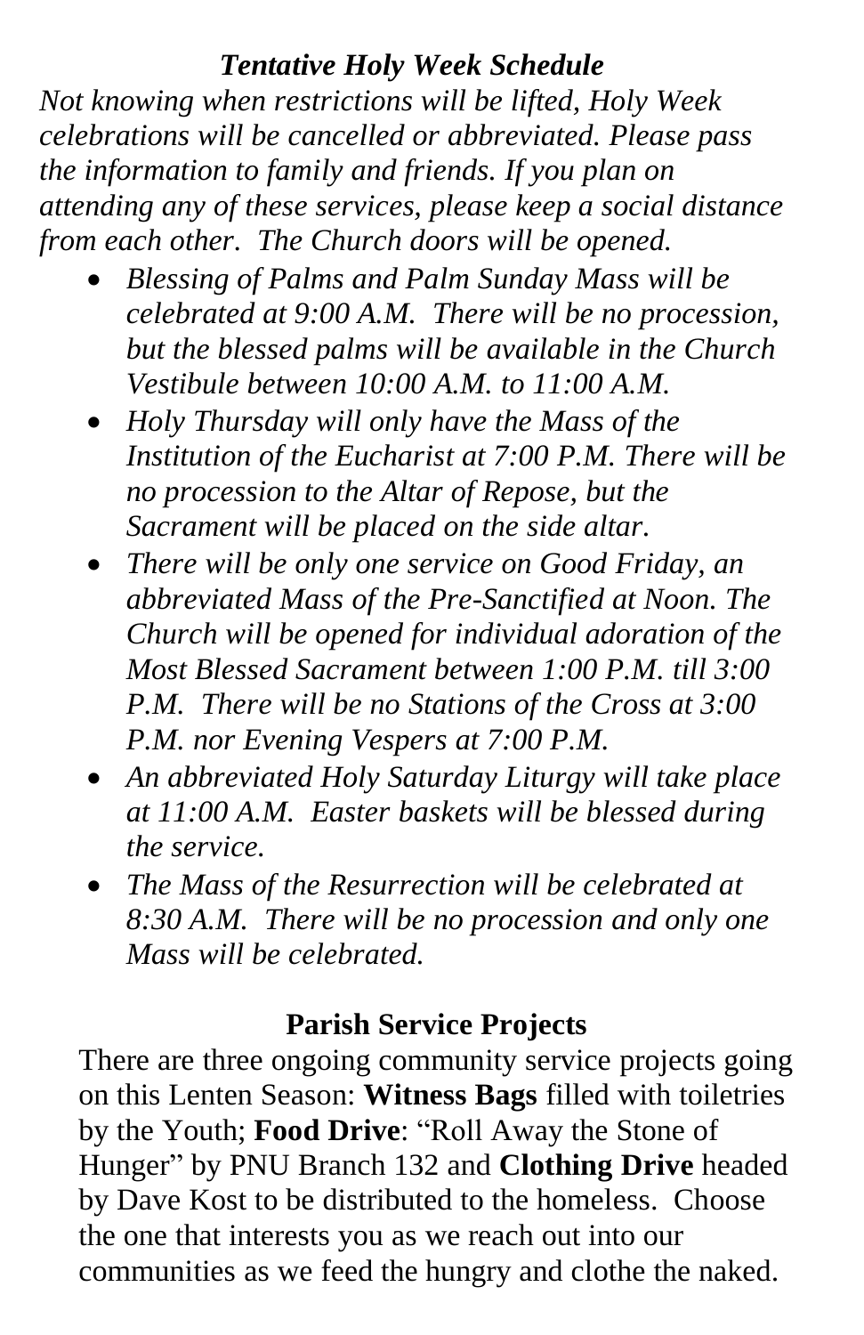## ***Tentative Holy Week Schedule***

*Not knowing when restrictions will be lifted, Holy Week celebrations will be cancelled or abbreviated. Please pass the information to family and friends. If you plan on attending any of these services, please keep a social distance from each other. The Church doors will be opened.*

- *Blessing of Palms and Palm Sunday Mass will be celebrated at 9:00 A.M. There will be no procession, but the blessed palms will be available in the Church Vestibule between 10:00 A.M. to 11:00 A.M.*
- *Holy Thursday will only have the Mass of the Institution of the Eucharist at 7:00 P.M. There will be no procession to the Altar of Repose, but the Sacrament will be placed on the side altar.*
- *There will be only one service on Good Friday, an abbreviated Mass of the Pre-Sanctified at Noon. The Church will be opened for individual adoration of the Most Blessed Sacrament between 1:00 P.M. till 3:00 P.M. There will be no Stations of the Cross at 3:00 P.M. nor Evening Vespers at 7:00 P.M.*
- *An abbreviated Holy Saturday Liturgy will take place at 11:00 A.M. Easter baskets will be blessed during the service.*
- *The Mass of the Resurrection will be celebrated at 8:30 A.M. There will be no procession and only one Mass will be celebrated.*

## **Parish Service Projects**

There are three ongoing community service projects going on this Lenten Season: **Witness Bags** filled with toiletries by the Youth; **Food Drive**: "Roll Away the Stone of Hunger" by PNU Branch 132 and **Clothing Drive** headed by Dave Kost to be distributed to the homeless. Choose the one that interests you as we reach out into our communities as we feed the hungry and clothe the naked.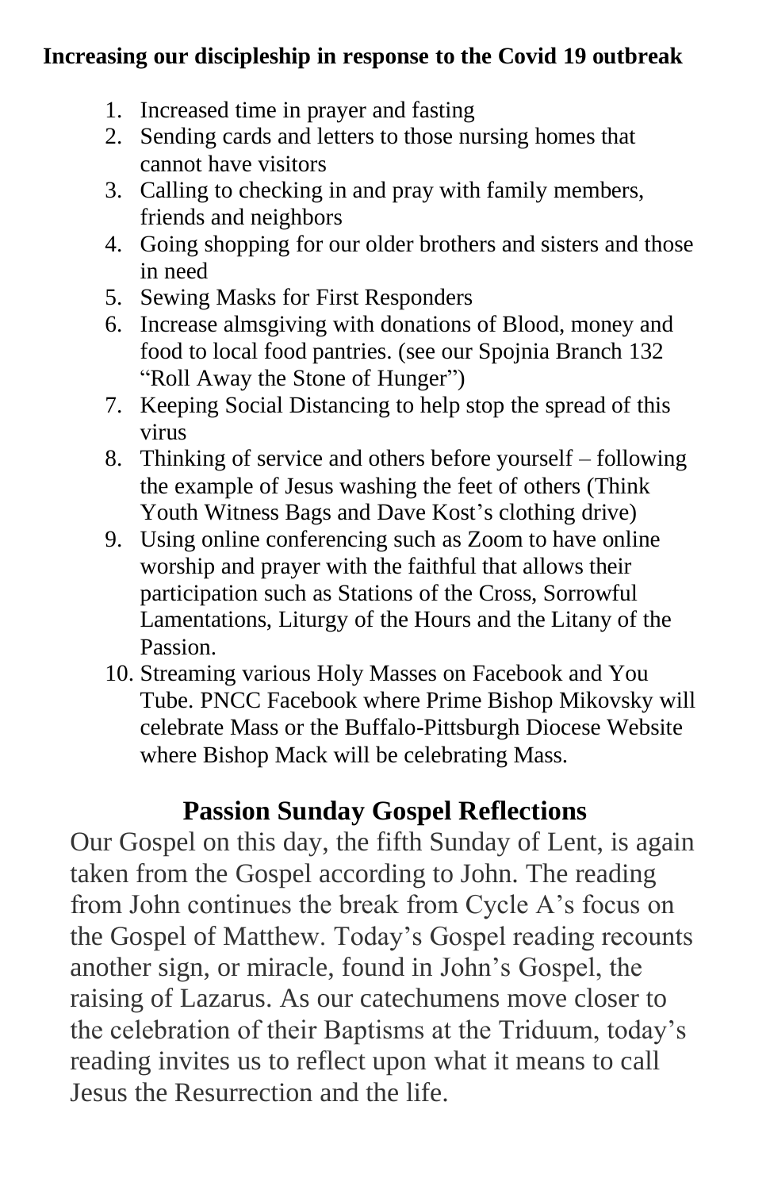**Increasing our discipleship in response to the Covid 19 outbreak**

1. Increased time in prayer and fasting
2. Sending cards and letters to those nursing homes that cannot have visitors
3. Calling to checking in and pray with family members, friends and neighbors
4. Going shopping for our older brothers and sisters and those in need
5. Sewing Masks for First Responders
6. Increase almsgiving with donations of Blood, money and food to local food pantries. (see our Spojnia Branch 132 "Roll Away the Stone of Hunger")
7. Keeping Social Distancing to help stop the spread of this virus
8. Thinking of service and others before yourself – following the example of Jesus washing the feet of others (Think Youth Witness Bags and Dave Kost's clothing drive)
9. Using online conferencing such as Zoom to have online worship and prayer with the faithful that allows their participation such as Stations of the Cross, Sorrowful Lamentations, Liturgy of the Hours and the Litany of the Passion.
10. Streaming various Holy Masses on Facebook and You Tube. PNCC Facebook where Prime Bishop Mikovsky will celebrate Mass or the Buffalo-Pittsburgh Diocese Website where Bishop Mack will be celebrating Mass.

## Passion Sunday Gospel Reflections

Our Gospel on this day, the fifth Sunday of Lent, is again taken from the Gospel according to John. The reading from John continues the break from Cycle A's focus on the Gospel of Matthew. Today's Gospel reading recounts another sign, or miracle, found in John's Gospel, the raising of Lazarus. As our catechumens move closer to the celebration of their Baptisms at the Triduum, today's reading invites us to reflect upon what it means to call Jesus the Resurrection and the life.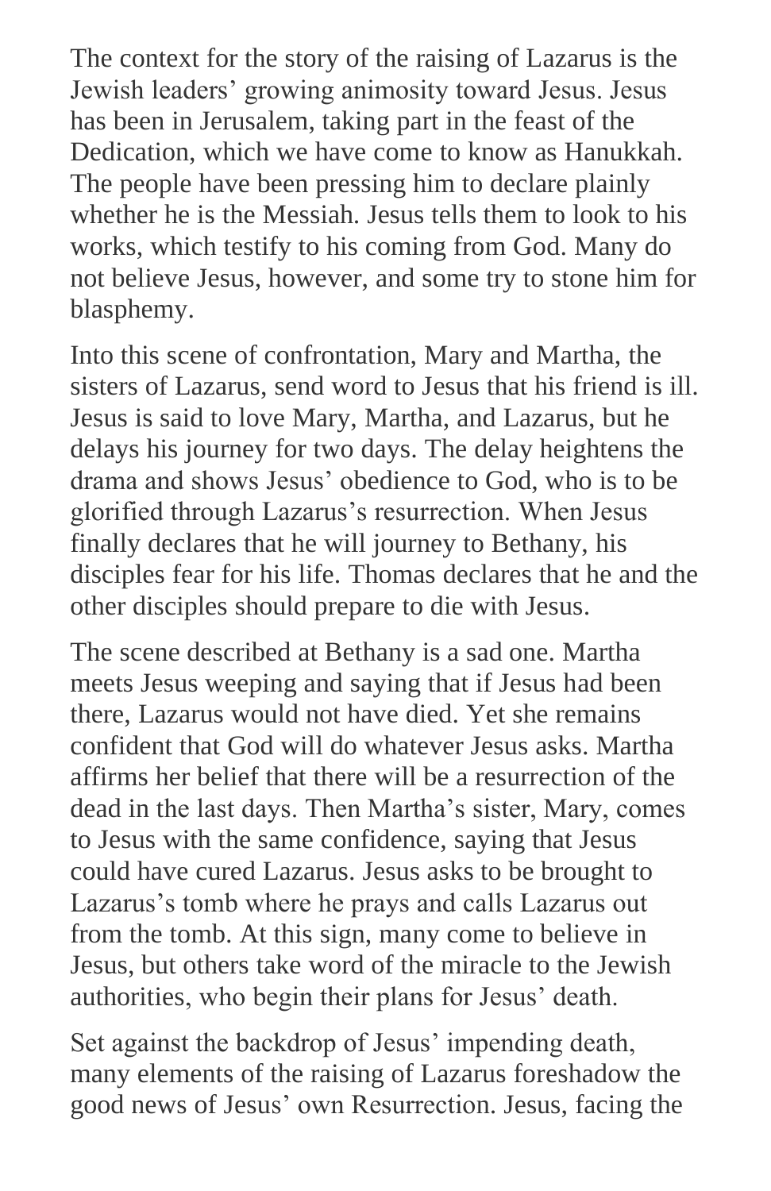The context for the story of the raising of Lazarus is the Jewish leaders' growing animosity toward Jesus. Jesus has been in Jerusalem, taking part in the feast of the Dedication, which we have come to know as Hanukkah. The people have been pressing him to declare plainly whether he is the Messiah. Jesus tells them to look to his works, which testify to his coming from God. Many do not believe Jesus, however, and some try to stone him for blasphemy.

Into this scene of confrontation, Mary and Martha, the sisters of Lazarus, send word to Jesus that his friend is ill. Jesus is said to love Mary, Martha, and Lazarus, but he delays his journey for two days. The delay heightens the drama and shows Jesus' obedience to God, who is to be glorified through Lazarus's resurrection. When Jesus finally declares that he will journey to Bethany, his disciples fear for his life. Thomas declares that he and the other disciples should prepare to die with Jesus.

The scene described at Bethany is a sad one. Martha meets Jesus weeping and saying that if Jesus had been there, Lazarus would not have died. Yet she remains confident that God will do whatever Jesus asks. Martha affirms her belief that there will be a resurrection of the dead in the last days. Then Martha's sister, Mary, comes to Jesus with the same confidence, saying that Jesus could have cured Lazarus. Jesus asks to be brought to Lazarus's tomb where he prays and calls Lazarus out from the tomb. At this sign, many come to believe in Jesus, but others take word of the miracle to the Jewish authorities, who begin their plans for Jesus' death.

Set against the backdrop of Jesus' impending death, many elements of the raising of Lazarus foreshadow the good news of Jesus' own Resurrection. Jesus, facing the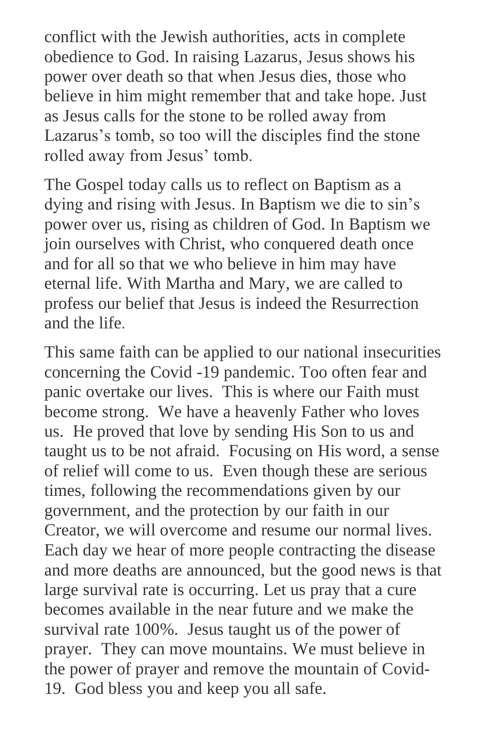conflict with the Jewish authorities, acts in complete obedience to God. In raising Lazarus, Jesus shows his power over death so that when Jesus dies, those who believe in him might remember that and take hope. Just as Jesus calls for the stone to be rolled away from Lazarus's tomb, so too will the disciples find the stone rolled away from Jesus' tomb.

The Gospel today calls us to reflect on Baptism as a dying and rising with Jesus. In Baptism we die to sin's power over us, rising as children of God. In Baptism we join ourselves with Christ, who conquered death once and for all so that we who believe in him may have eternal life. With Martha and Mary, we are called to profess our belief that Jesus is indeed the Resurrection and the life.

This same faith can be applied to our national insecurities concerning the Covid -19 pandemic. Too often fear and panic overtake our lives. This is where our Faith must become strong. We have a heavenly Father who loves us. He proved that love by sending His Son to us and taught us to be not afraid. Focusing on His word, a sense of relief will come to us. Even though these are serious times, following the recommendations given by our government, and the protection by our faith in our Creator, we will overcome and resume our normal lives. Each day we hear of more people contracting the disease and more deaths are announced, but the good news is that large survival rate is occurring. Let us pray that a cure becomes available in the near future and we make the survival rate 100%. Jesus taught us of the power of prayer. They can move mountains. We must believe in the power of prayer and remove the mountain of Covid-19. God bless you and keep you all safe.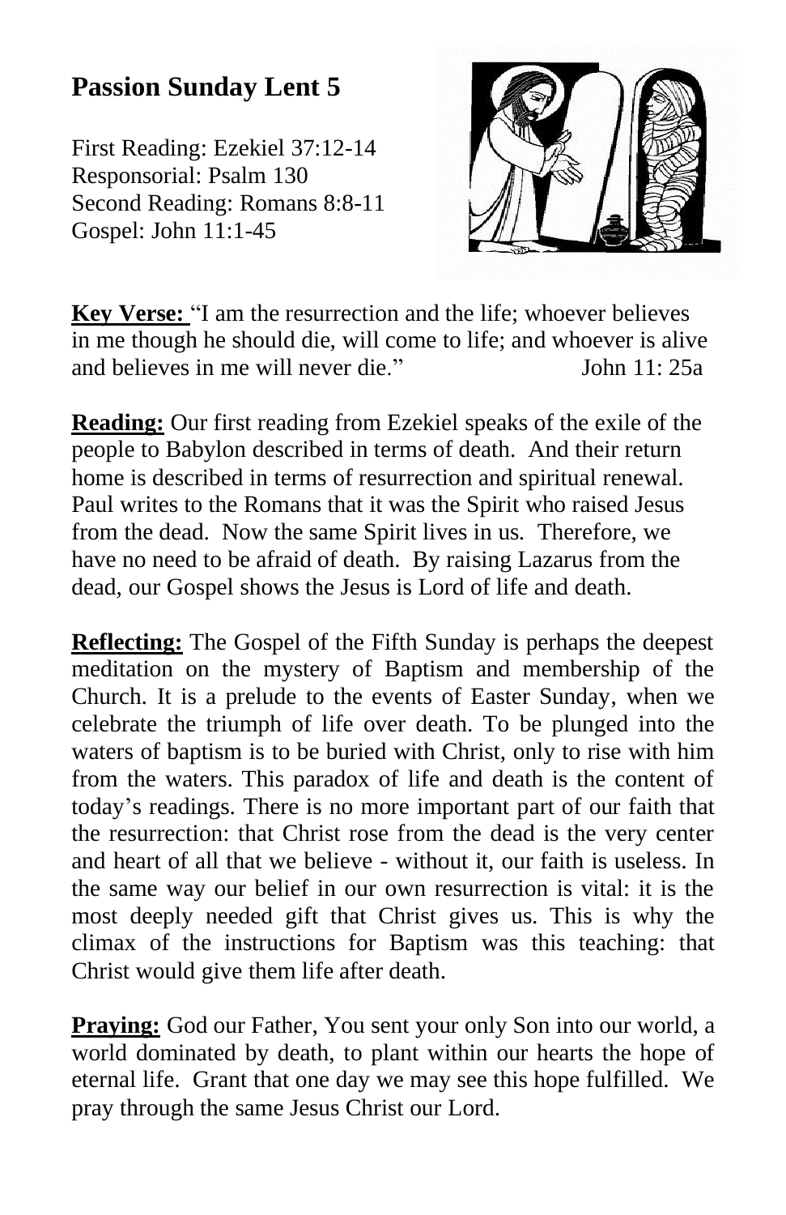## Passion Sunday Lent 5

First Reading: Ezekiel 37:12-14
Responsorial: Psalm 130
Second Reading: Romans 8:8-11
Gospel: John 11:1-45

**Key Verse:** "I am the resurrection and the life; whoever believes in me though he should die, will come to life; and whoever is alive and believes in me will never die." John 11: 25a

**Reading:** Our first reading from Ezekiel speaks of the exile of the people to Babylon described in terms of death. And their return home is described in terms of resurrection and spiritual renewal. Paul writes to the Romans that it was the Spirit who raised Jesus from the dead. Now the same Spirit lives in us. Therefore, we have no need to be afraid of death. By raising Lazarus from the dead, our Gospel shows the Jesus is Lord of life and death.

**Reflecting:** The Gospel of the Fifth Sunday is perhaps the deepest meditation on the mystery of Baptism and membership of the Church. It is a prelude to the events of Easter Sunday, when we celebrate the triumph of life over death. To be plunged into the waters of baptism is to be buried with Christ, only to rise with him from the waters. This paradox of life and death is the content of today's readings. There is no more important part of our faith that the resurrection: that Christ rose from the dead is the very center and heart of all that we believe - without it, our faith is useless. In the same way our belief in our own resurrection is vital: it is the most deeply needed gift that Christ gives us. This is why the climax of the instructions for Baptism was this teaching: that Christ would give them life after death.

**Praying:** God our Father, You sent your only Son into our world, a world dominated by death, to plant within our hearts the hope of eternal life. Grant that one day we may see this hope fulfilled. We pray through the same Jesus Christ our Lord.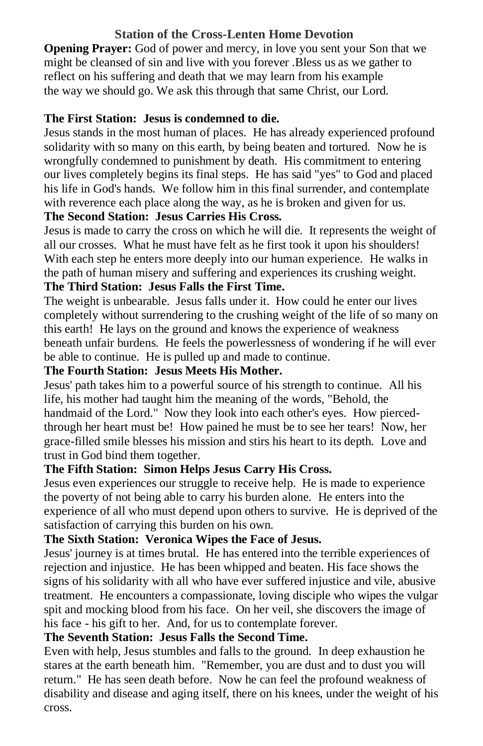## Station of the Cross-Lenten Home Devotion

**Opening Prayer:** God of power and mercy, in love you sent your Son that we might be cleansed of sin and live with you forever .Bless us as we gather to reflect on his suffering and death that we may learn from his example the way we should go. We ask this through that same Christ, our Lord.

**The First Station: Jesus is condemned to die.**

Jesus stands in the most human of places. He has already experienced profound solidarity with so many on this earth, by being beaten and tortured. Now he is wrongfully condemned to punishment by death. His commitment to entering our lives completely begins its final steps. He has said "yes" to God and placed his life in God's hands. We follow him in this final surrender, and contemplate with reverence each place along the way, as he is broken and given for us.

**The Second Station: Jesus Carries His Cross.**

Jesus is made to carry the cross on which he will die. It represents the weight of all our crosses. What he must have felt as he first took it upon his shoulders! With each step he enters more deeply into our human experience. He walks in the path of human misery and suffering and experiences its crushing weight.

**The Third Station: Jesus Falls the First Time.**

The weight is unbearable. Jesus falls under it. How could he enter our lives completely without surrendering to the crushing weight of the life of so many on this earth! He lays on the ground and knows the experience of weakness beneath unfair burdens. He feels the powerlessness of wondering if he will ever be able to continue. He is pulled up and made to continue.

**The Fourth Station: Jesus Meets His Mother.**

Jesus' path takes him to a powerful source of his strength to continue. All his life, his mother had taught him the meaning of the words, "Behold, the handmaid of the Lord." Now they look into each other's eyes. How pierced-through her heart must be! How pained he must be to see her tears! Now, her grace-filled smile blesses his mission and stirs his heart to its depth. Love and trust in God bind them together.

**The Fifth Station: Simon Helps Jesus Carry His Cross.**

Jesus even experiences our struggle to receive help. He is made to experience the poverty of not being able to carry his burden alone. He enters into the experience of all who must depend upon others to survive. He is deprived of the satisfaction of carrying this burden on his own.

**The Sixth Station: Veronica Wipes the Face of Jesus.**

Jesus' journey is at times brutal. He has entered into the terrible experiences of rejection and injustice. He has been whipped and beaten. His face shows the signs of his solidarity with all who have ever suffered injustice and vile, abusive treatment. He encounters a compassionate, loving disciple who wipes the vulgar spit and mocking blood from his face. On her veil, she discovers the image of his face - his gift to her. And, for us to contemplate forever.

**The Seventh Station: Jesus Falls the Second Time.**

Even with help, Jesus stumbles and falls to the ground. In deep exhaustion he stares at the earth beneath him. "Remember, you are dust and to dust you will return." He has seen death before. Now he can feel the profound weakness of disability and disease and aging itself, there on his knees, under the weight of his cross.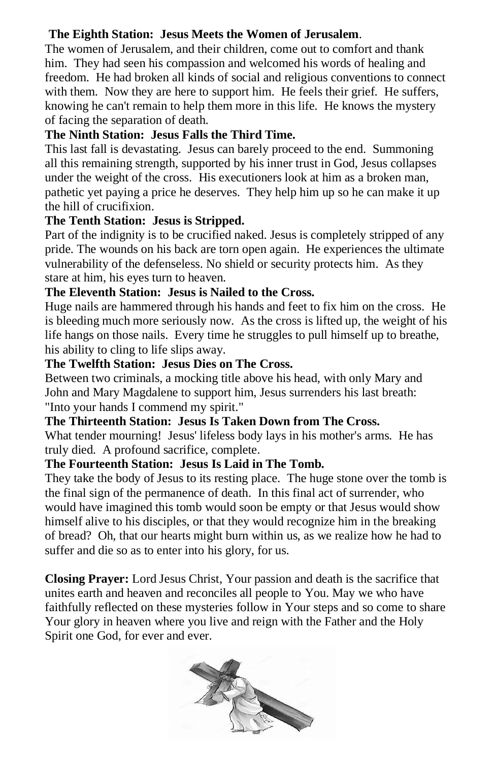**The Eighth Station: Jesus Meets the Women of Jerusalem**.

The women of Jerusalem, and their children, come out to comfort and thank him. They had seen his compassion and welcomed his words of healing and freedom. He had broken all kinds of social and religious conventions to connect with them. Now they are here to support him. He feels their grief. He suffers, knowing he can't remain to help them more in this life. He knows the mystery of facing the separation of death.

**The Ninth Station: Jesus Falls the Third Time.**

This last fall is devastating. Jesus can barely proceed to the end. Summoning all this remaining strength, supported by his inner trust in God, Jesus collapses under the weight of the cross. His executioners look at him as a broken man, pathetic yet paying a price he deserves. They help him up so he can make it up the hill of crucifixion.

**The Tenth Station: Jesus is Stripped.**

Part of the indignity is to be crucified naked. Jesus is completely stripped of any pride. The wounds on his back are torn open again. He experiences the ultimate vulnerability of the defenseless. No shield or security protects him. As they stare at him, his eyes turn to heaven.

**The Eleventh Station: Jesus is Nailed to the Cross.**

Huge nails are hammered through his hands and feet to fix him on the cross. He is bleeding much more seriously now. As the cross is lifted up, the weight of his life hangs on those nails. Every time he struggles to pull himself up to breathe, his ability to cling to life slips away.

**The Twelfth Station: Jesus Dies on The Cross.**

Between two criminals, a mocking title above his head, with only Mary and John and Mary Magdalene to support him, Jesus surrenders his last breath: "Into your hands I commend my spirit."

**The Thirteenth Station: Jesus Is Taken Down from The Cross.**

What tender mourning! Jesus' lifeless body lays in his mother's arms. He has truly died. A profound sacrifice, complete.

**The Fourteenth Station: Jesus Is Laid in The Tomb.**

They take the body of Jesus to its resting place. The huge stone over the tomb is the final sign of the permanence of death. In this final act of surrender, who would have imagined this tomb would soon be empty or that Jesus would show himself alive to his disciples, or that they would recognize him in the breaking of bread? Oh, that our hearts might burn within us, as we realize how he had to suffer and die so as to enter into his glory, for us.

**Closing Prayer:** Lord Jesus Christ, Your passion and death is the sacrifice that unites earth and heaven and reconciles all people to You. May we who have faithfully reflected on these mysteries follow in Your steps and so come to share Your glory in heaven where you live and reign with the Father and the Holy Spirit one God, for ever and ever.